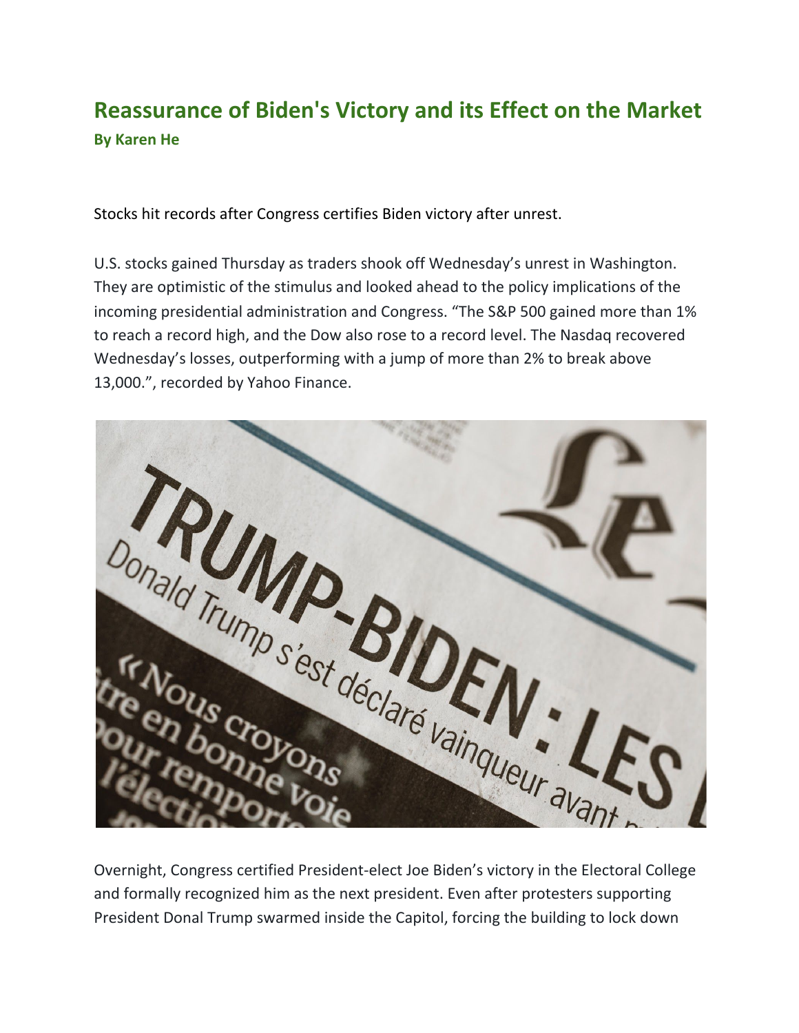# Reassurance of Biden's Victory and its Effect on the Market

**By Karen He**

Stocks hit records after Congress certifies Biden victory after unrest.

U.S. stocks gained Thursday as traders shook off Wednesday's unrest in Washington. They are optimistic of the stimulus and looked ahead to the policy implications of the incoming presidential administration and Congress. "The S&P 500 gained more than 1% to reach a record high, and the Dow also rose to a record level. The Nasdaq recovered Wednesday's losses, outperforming with a jump of more than 2% to break above 13,000.", recorded by Yahoo Finance.

Overnight, Congress certified President-elect Joe Biden's victory in the Electoral College and formally recognized him as the next president. Even after protesters supporting President Donal Trump swarmed inside the Capitol, forcing the building to lock down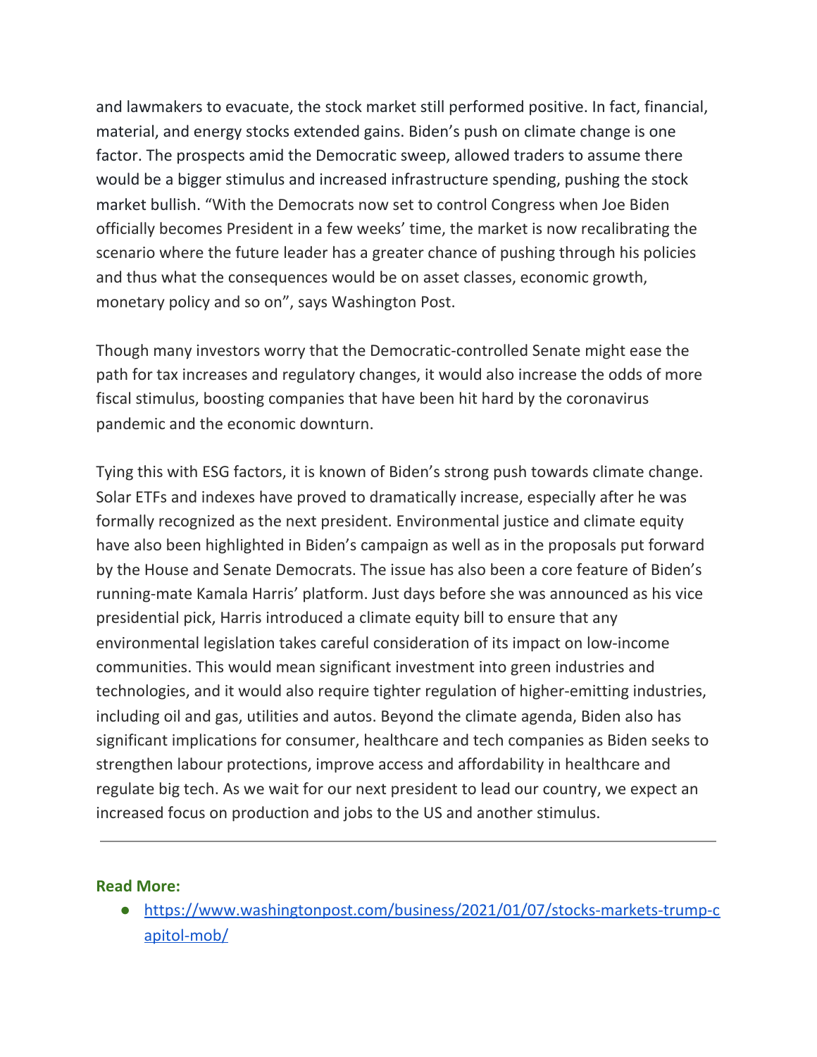and lawmakers to evacuate, the stock market still performed positive. In fact, financial, material, and energy stocks extended gains. Biden's push on climate change is one factor. The prospects amid the Democratic sweep, allowed traders to assume there would be a bigger stimulus and increased infrastructure spending, pushing the stock market bullish. "With the Democrats now set to control Congress when Joe Biden officially becomes President in a few weeks' time, the market is now recalibrating the scenario where the future leader has a greater chance of pushing through his policies and thus what the consequences would be on asset classes, economic growth, monetary policy and so on", says Washington Post.

Though many investors worry that the Democratic-controlled Senate might ease the path for tax increases and regulatory changes, it would also increase the odds of more fiscal stimulus, boosting companies that have been hit hard by the coronavirus pandemic and the economic downturn.

Tying this with ESG factors, it is known of Biden's strong push towards climate change. Solar ETFs and indexes have proved to dramatically increase, especially after he was formally recognized as the next president. Environmental justice and climate equity have also been highlighted in Biden's campaign as well as in the proposals put forward by the House and Senate Democrats. The issue has also been a core feature of Biden's running-mate Kamala Harris' platform. Just days before she was announced as his vice presidential pick, Harris introduced a climate equity bill to ensure that any environmental legislation takes careful consideration of its impact on low-income communities. This would mean significant investment into green industries and technologies, and it would also require tighter regulation of higher-emitting industries, including oil and gas, utilities and autos. Beyond the climate agenda, Biden also has significant implications for consumer, healthcare and tech companies as Biden seeks to strengthen labour protections, improve access and affordability in healthcare and regulate big tech. As we wait for our next president to lead our country, we expect an increased focus on production and jobs to the US and another stimulus.

---

**Read More:**

- https://www.washingtonpost.com/business/2021/01/07/stocks-markets-trump-capitol-mob/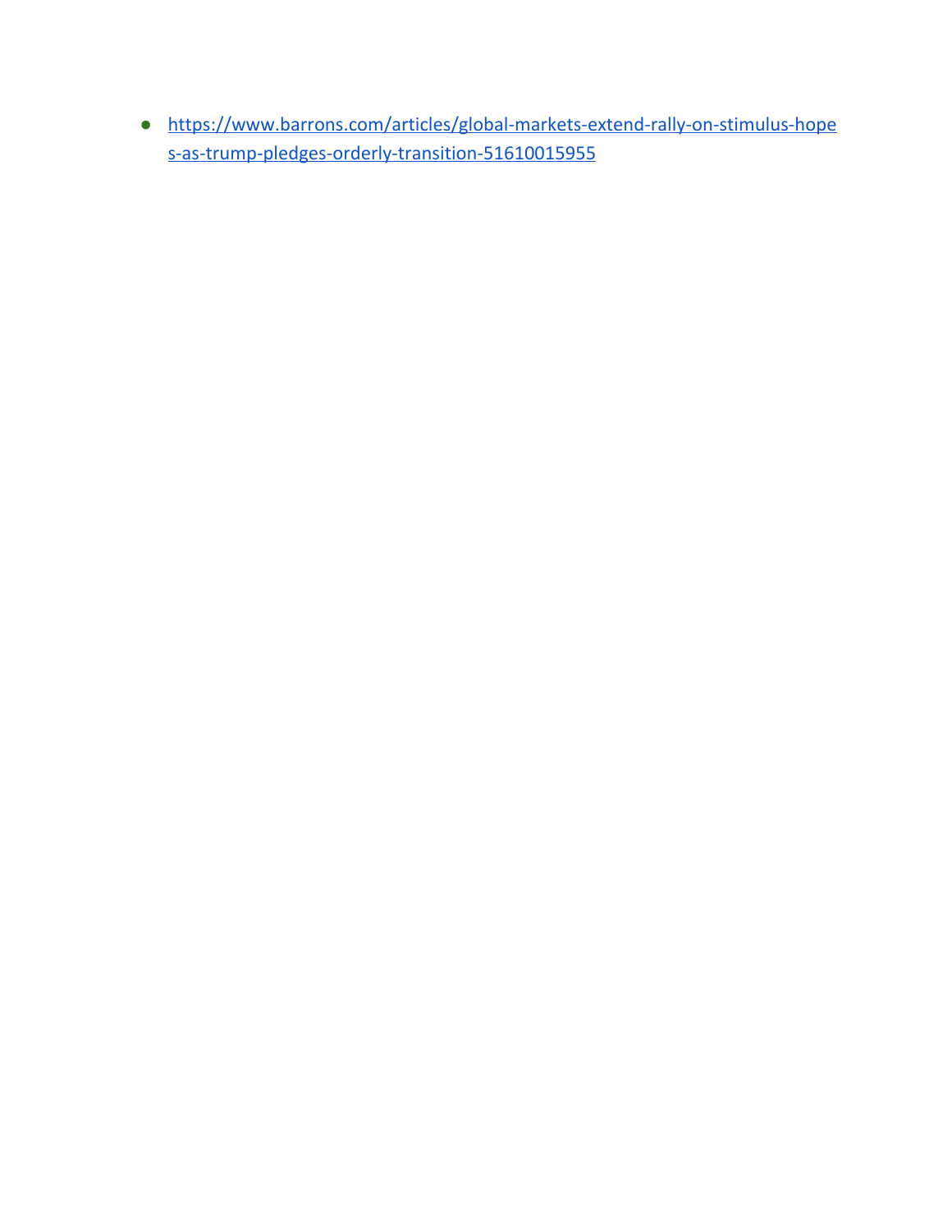- https://www.barrons.com/articles/global-markets-extend-rally-on-stimulus-hopes-as-trump-pledges-orderly-transition-51610015955